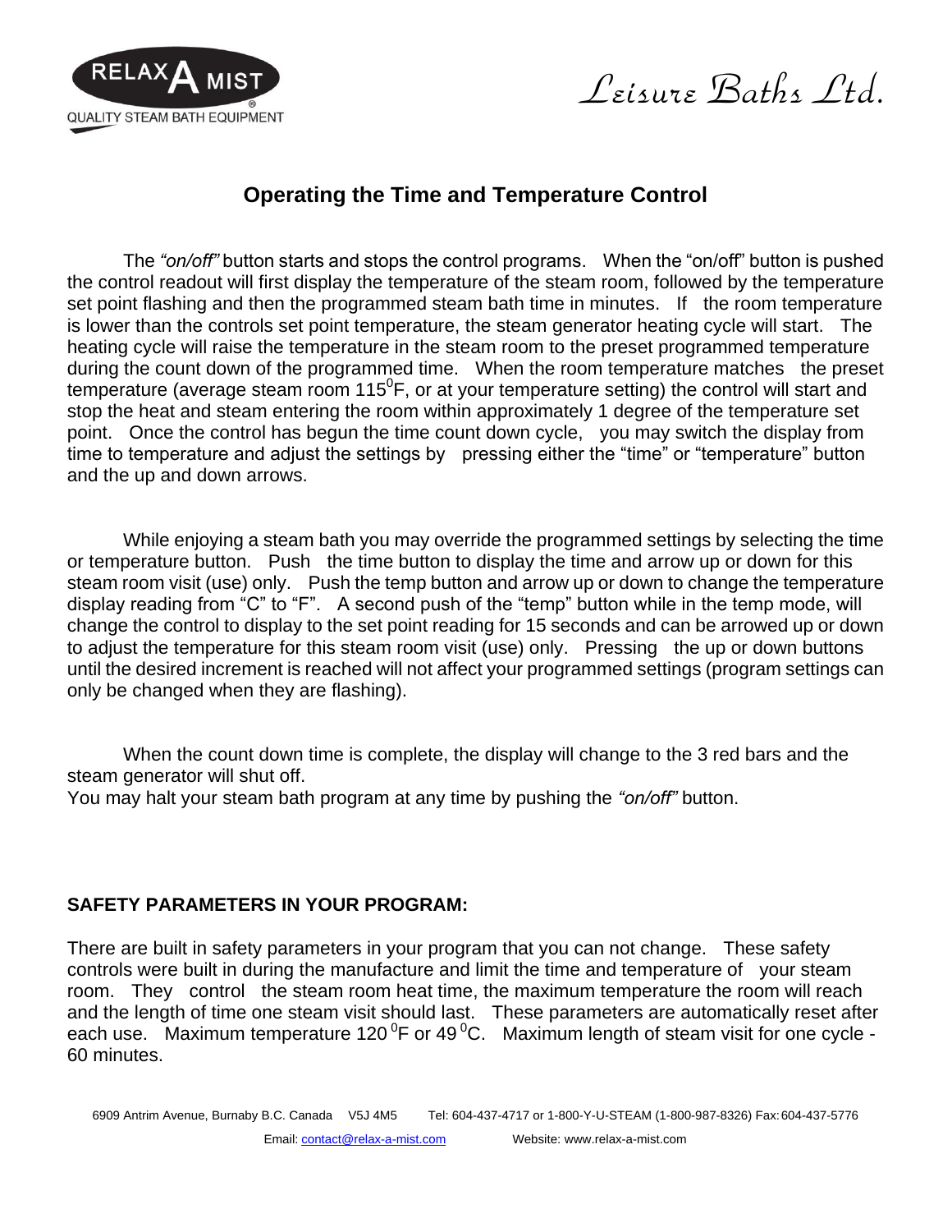RELAX A MIST
QUALITY STEAM BATH EQUIPMENT

*Leisure Baths Ltd.*

## Operating the Time and Temperature Control

The *"on/off"* button starts and stops the control programs. When the "on/off" button is pushed the control readout will first display the temperature of the steam room, followed by the temperature set point flashing and then the programmed steam bath time in minutes. If the room temperature is lower than the controls set point temperature, the steam generator heating cycle will start. The heating cycle will raise the temperature in the steam room to the preset programmed temperature during the count down of the programmed time. When the room temperature matches the preset temperature (average steam room 115$^0$F, or at your temperature setting) the control will start and stop the heat and steam entering the room within approximately 1 degree of the temperature set point. Once the control has begun the time count down cycle, you may switch the display from time to temperature and adjust the settings by pressing either the "time" or "temperature" button and the up and down arrows.

While enjoying a steam bath you may override the programmed settings by selecting the time or temperature button. Push the time button to display the time and arrow up or down for this steam room visit (use) only. Push the temp button and arrow up or down to change the temperature display reading from "C" to "F". A second push of the "temp" button while in the temp mode, will change the control to display to the set point reading for 15 seconds and can be arrowed up or down to adjust the temperature for this steam room visit (use) only. Pressing the up or down buttons until the desired increment is reached will not affect your programmed settings (program settings can only be changed when they are flashing).

When the count down time is complete, the display will change to the 3 red bars and the steam generator will shut off.
You may halt your steam bath program at any time by pushing the *"on/off"* button.

**SAFETY PARAMETERS IN YOUR PROGRAM:**

There are built in safety parameters in your program that you can not change. These safety controls were built in during the manufacture and limit the time and temperature of your steam room. They control the steam room heat time, the maximum temperature the room will reach and the length of time one steam visit should last. These parameters are automatically reset after each use. Maximum temperature 120 $^0$F or 49 $^0$C. Maximum length of steam visit for one cycle - 60 minutes.

6909 Antrim Avenue, Burnaby B.C. Canada V5J 4M5 Tel: 604-437-4717 or 1-800-Y-U-STEAM (1-800-987-8326) Fax: 604-437-5776
Email: contact@relax-a-mist.com Website: www.relax-a-mist.com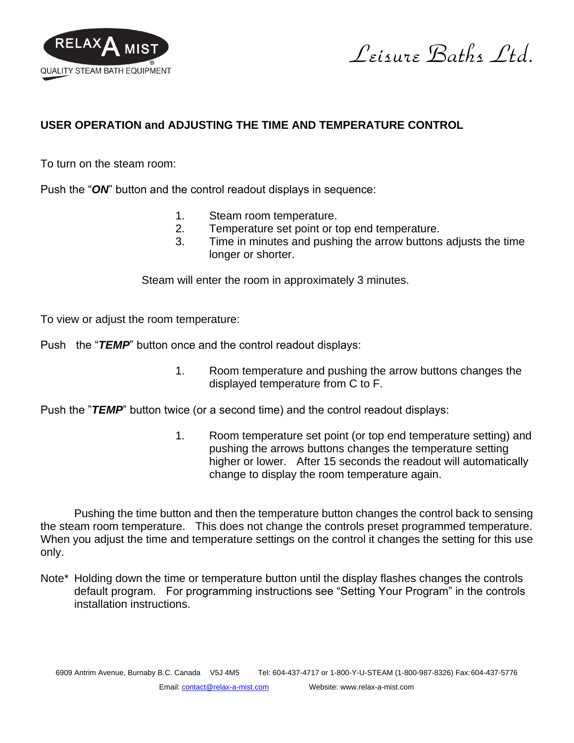RELAX A MIST®
QUALITY STEAM BATH EQUIPMENT

Leisure Baths Ltd.

## USER OPERATION and ADJUSTING THE TIME AND TEMPERATURE CONTROL

To turn on the steam room:

Push the "***ON***" button and the control readout displays in sequence:

1. Steam room temperature.
2. Temperature set point or top end temperature.
3. Time in minutes and pushing the arrow buttons adjusts the time longer or shorter.

Steam will enter the room in approximately 3 minutes.

To view or adjust the room temperature:

Push the "***TEMP***" button once and the control readout displays:

1. Room temperature and pushing the arrow buttons changes the displayed temperature from C to F.

Push the "***TEMP***" button twice (or a second time) and the control readout displays:

1. Room temperature set point (or top end temperature setting) and pushing the arrows buttons changes the temperature setting higher or lower. After 15 seconds the readout will automatically change to display the room temperature again.

Pushing the time button and then the temperature button changes the control back to sensing the steam room temperature. This does not change the controls preset programmed temperature. When you adjust the time and temperature settings on the control it changes the setting for this use only.

Note* Holding down the time or temperature button until the display flashes changes the controls default program. For programming instructions see "Setting Your Program" in the controls installation instructions.

6909 Antrim Avenue, Burnaby B.C. Canada V5J 4M5 Tel: 604-437-4717 or 1-800-Y-U-STEAM (1-800-987-8326) Fax: 604-437-5776
Email: contact@relax-a-mist.com Website: www.relax-a-mist.com